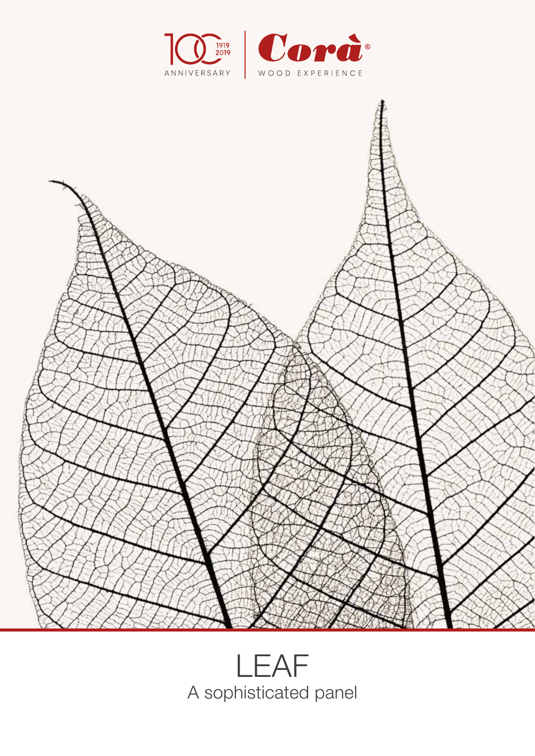100 ANNIVERSARY 1919 2019

Corà®
WOOD EXPERIENCE

# LEAF

A sophisticated panel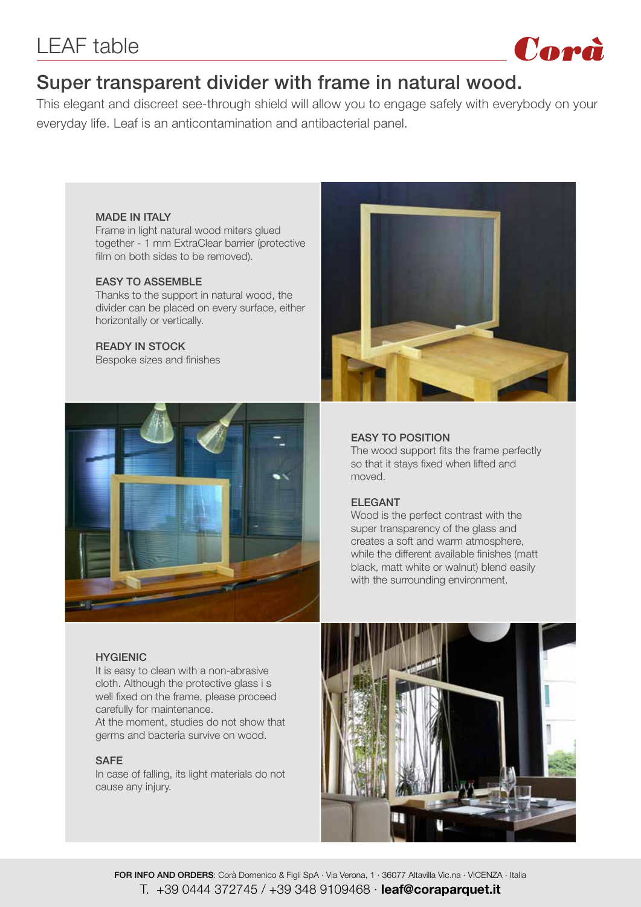# LEAF table

Corà

## Super transparent divider with frame in natural wood.

This elegant and discreet see-through shield will allow you to engage safely with everybody on your everyday life. Leaf is an anticontamination and antibacterial panel.

**MADE IN ITALY**
Frame in light natural wood miters glued together - 1 mm ExtraClear barrier (protective film on both sides to be removed).

**EASY TO ASSEMBLE**
Thanks to the support in natural wood, the divider can be placed on every surface, either horizontally or vertically.

**READY IN STOCK**
Bespoke sizes and finishes

**EASY TO POSITION**
The wood support fits the frame perfectly so that it stays fixed when lifted and moved.

**ELEGANT**
Wood is the perfect contrast with the super transparency of the glass and creates a soft and warm atmosphere, while the different available finishes (matt black, matt white or walnut) blend easily with the surrounding environment.

**HYGIENIC**
It is easy to clean with a non-abrasive cloth. Although the protective glass i s well fixed on the frame, please proceed carefully for maintenance.
At the moment, studies do not show that germs and bacteria survive on wood.

**SAFE**
In case of falling, its light materials do not cause any injury.

**FOR INFO AND ORDERS**: Corà Domenico & Figli SpA · Via Verona, 1 · 36077 Altavilla Vic.na · VICENZA · Italia
T. +39 0444 372745 / +39 348 9109468 · **leaf@coraparquet.it**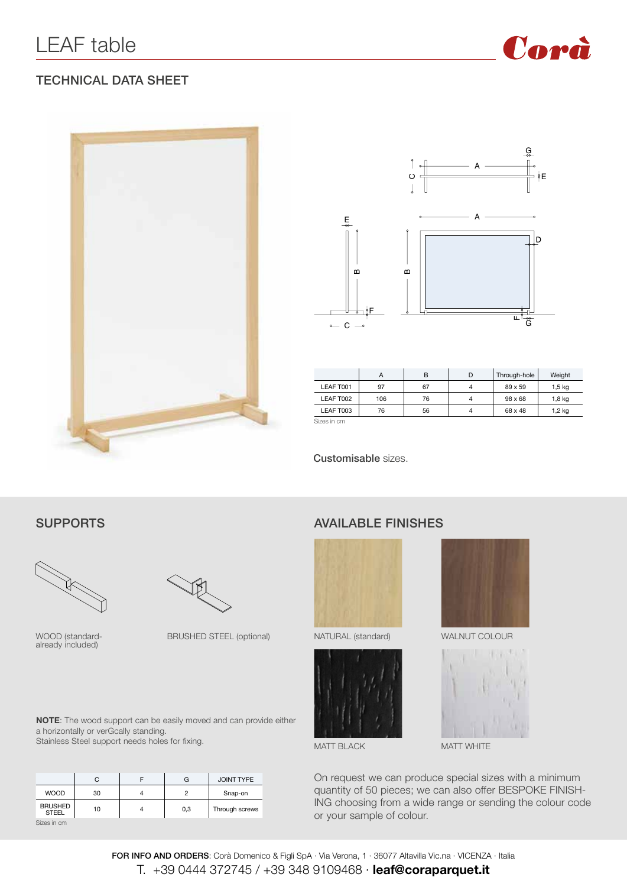# LEAF table

Corà

## TECHNICAL DATA SHEET

| | A | B | D | Through-hole | Weight |
|---|---|---|---|---|---|
| LEAF T001 | 97 | 67 | 4 | 89 x 59 | 1,5 kg |
| LEAF T002 | 106 | 76 | 4 | 98 x 68 | 1,8 kg |
| LEAF T003 | 76 | 56 | 4 | 68 x 48 | 1,2 kg |

Sizes in cm

**Customisable** sizes.

## SUPPORTS

WOOD (standard-already included)

BRUSHED STEEL (optional)

**NOTE**: The wood support can be easily moved and can provide either a horizontally or verGcally standing.
Stainless Steel support needs holes for fixing.

| | C | F | G | JOINT TYPE |
|---|---|---|---|---|
| WOOD | 30 | 4 | 2 | Snap-on |
| BRUSHED STEEL | 10 | 4 | 0,3 | Through screws |

Sizes in cm

## AVAILABLE FINISHES

NATURAL (standard)

WALNUT COLOUR

MATT BLACK

MATT WHITE

On request we can produce special sizes with a minimum quantity of 50 pieces; we can also offer BESPOKE FINISHING choosing from a wide range or sending the colour code or your sample of colour.

**FOR INFO AND ORDERS**: Corà Domenico & Figli SpA · Via Verona, 1 · 36077 Altavilla Vic.na · VICENZA · Italia
T. +39 0444 372745 / +39 348 9109468 · **leaf@coraparquet.it**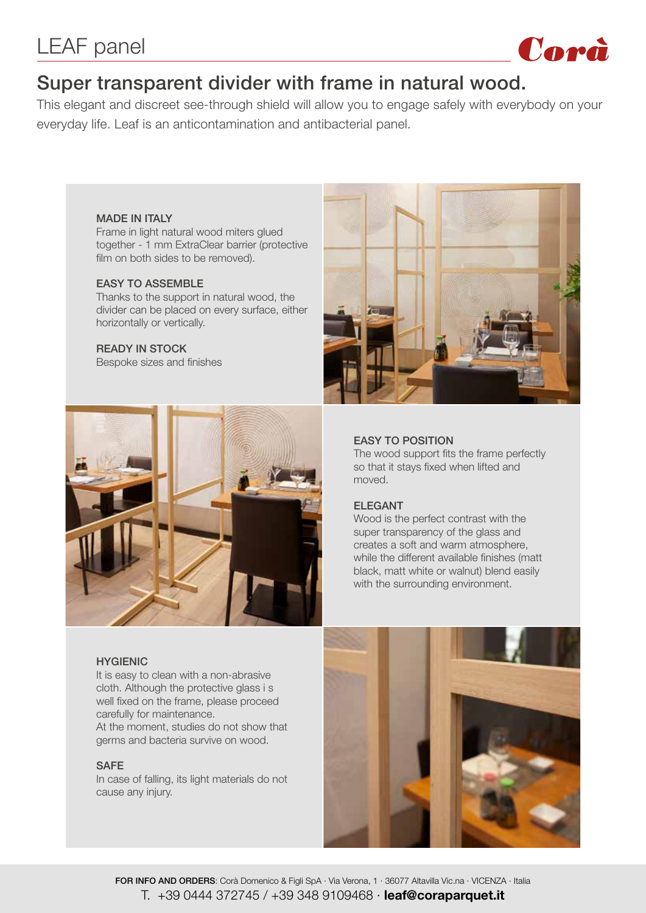# LEAF panel

Corà

## Super transparent divider with frame in natural wood.

This elegant and discreet see-through shield will allow you to engage safely with everybody on your everyday life. Leaf is an anticontamination and antibacterial panel.

### MADE IN ITALY

Frame in light natural wood miters glued together - 1 mm ExtraClear barrier (protective film on both sides to be removed).

### EASY TO ASSEMBLE

Thanks to the support in natural wood, the divider can be placed on every surface, either horizontally or vertically.

### READY IN STOCK

Bespoke sizes and finishes

### EASY TO POSITION

The wood support fits the frame perfectly so that it stays fixed when lifted and moved.

### ELEGANT

Wood is the perfect contrast with the super transparency of the glass and creates a soft and warm atmosphere, while the different available finishes (matt black, matt white or walnut) blend easily with the surrounding environment.

### HYGIENIC

It is easy to clean with a non-abrasive cloth. Although the protective glass i s well fixed on the frame, please proceed carefully for maintenance.
At the moment, studies do not show that germs and bacteria survive on wood.

### SAFE

In case of falling, its light materials do not cause any injury.

**FOR INFO AND ORDERS**: Corà Domenico & Figli SpA · Via Verona, 1 · 36077 Altavilla Vic.na · VICENZA · Italia
T. +39 0444 372745 / +39 348 9109468 · **leaf@coraparquet.it**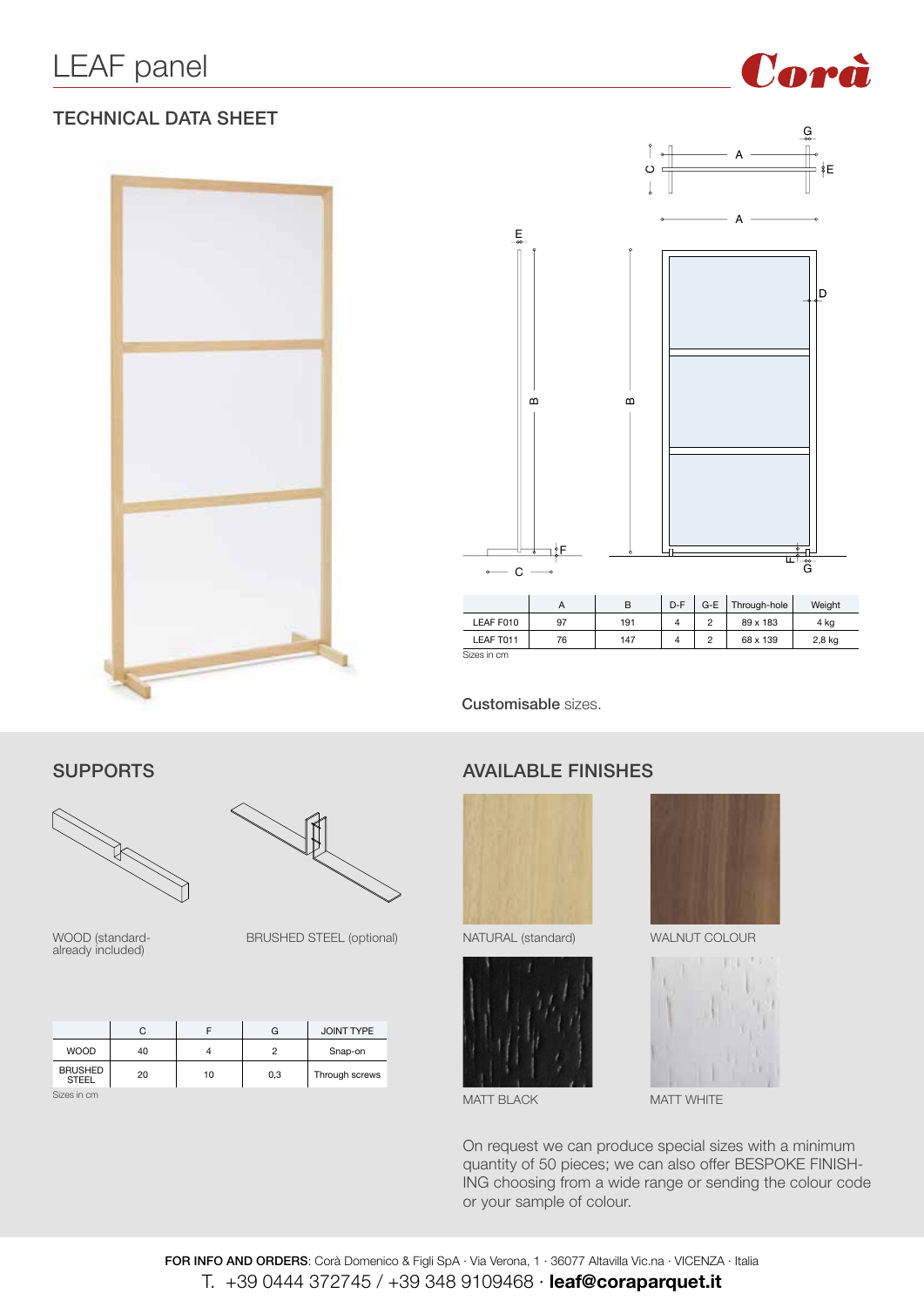# LEAF panel

Corà

## TECHNICAL DATA SHEET

| | A | B | D-F | G-E | Through-hole | Weight |
|---|---|---|---|---|---|---|
| LEAF F010 | 97 | 191 | 4 | 2 | 89 x 183 | 4 kg |
| LEAF T011 | 76 | 147 | 4 | 2 | 68 x 139 | 2,8 kg |

Sizes in cm

**Customisable** sizes.

## SUPPORTS

WOOD (standard-already included)

BRUSHED STEEL (optional)

| | C | F | G | JOINT TYPE |
|---|---|---|---|---|
| WOOD | 40 | 4 | 2 | Snap-on |
| BRUSHED STEEL | 20 | 10 | 0,3 | Through screws |

Sizes in cm

## AVAILABLE FINISHES

NATURAL (standard)

WALNUT COLOUR

MATT BLACK

MATT WHITE

On request we can produce special sizes with a minimum quantity of 50 pieces; we can also offer BESPOKE FINISHING choosing from a wide range or sending the colour code or your sample of colour.

**FOR INFO AND ORDERS**: Corà Domenico & Figli SpA · Via Verona, 1 · 36077 Altavilla Vic.na · VICENZA · Italia

T. +39 0444 372745 / +39 348 9109468 · **leaf@coraparquet.it**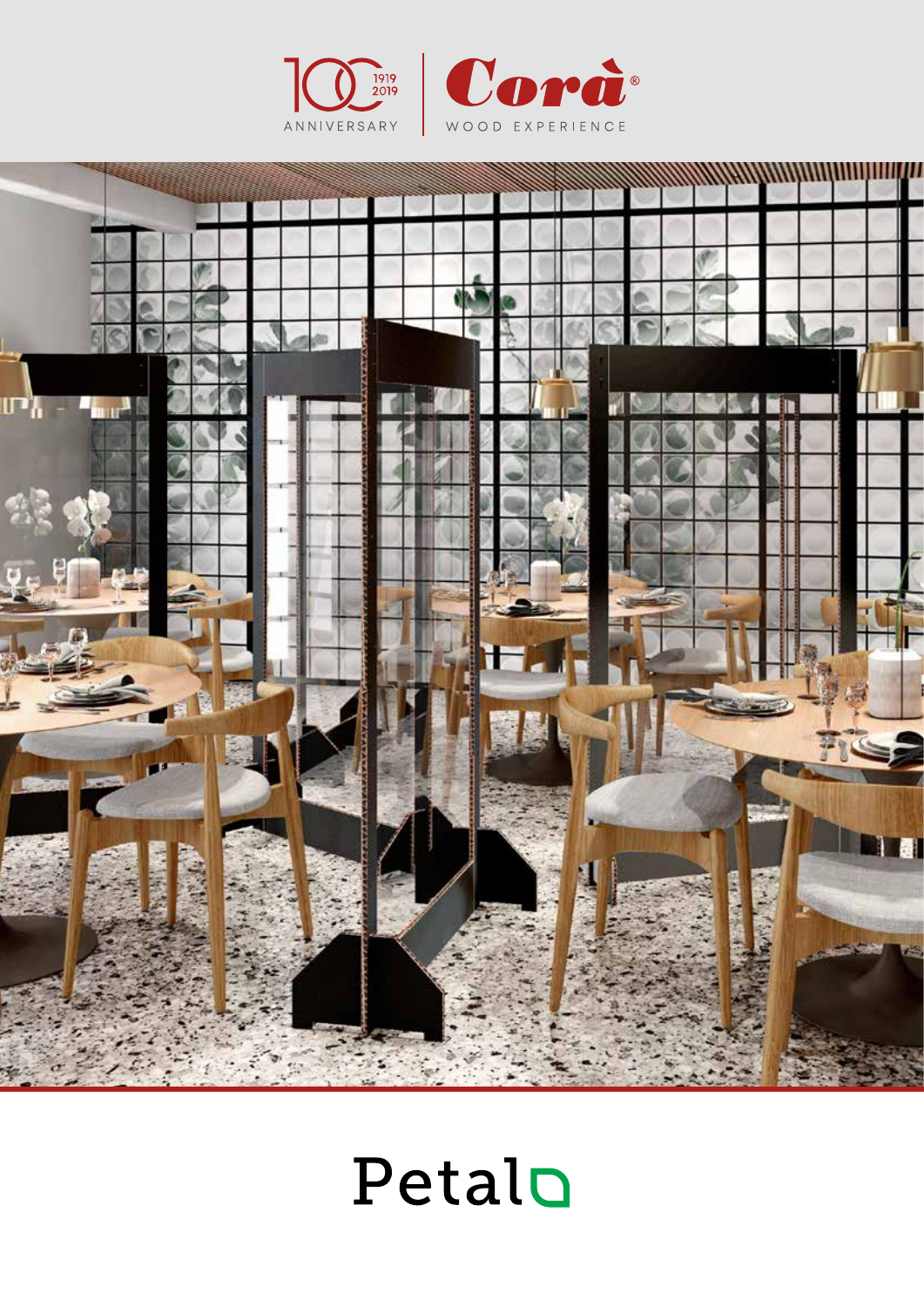100 ANNIVERSARY 1919 2019

Corà® WOOD EXPERIENCE

# Petalo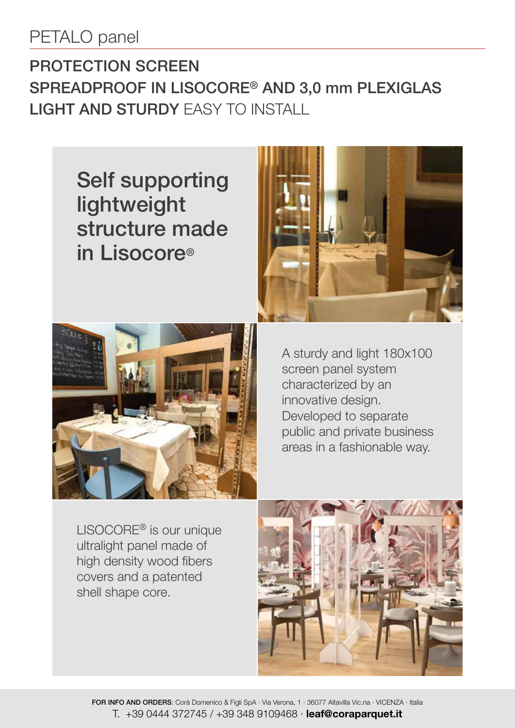# PETALO panel

## PROTECTION SCREEN
## SPREADPROOF IN LISOCORE® AND 3,0 mm PLEXIGLAS
## LIGHT AND STURDY EASY TO INSTALL

### Self supporting lightweight structure made in Lisocore®

A sturdy and light 180x100 screen panel system characterized by an innovative design. Developed to separate public and private business areas in a fashionable way.

LISOCORE® is our unique ultralight panel made of high density wood fibers covers and a patented shell shape core.

**FOR INFO AND ORDERS**: Corà Domenico & Figli SpA · Via Verona, 1 · 36077 Altavilla Vic.na · VICENZA · Italia
T. +39 0444 372745 / +39 348 9109468 · **leaf@coraparquet.it**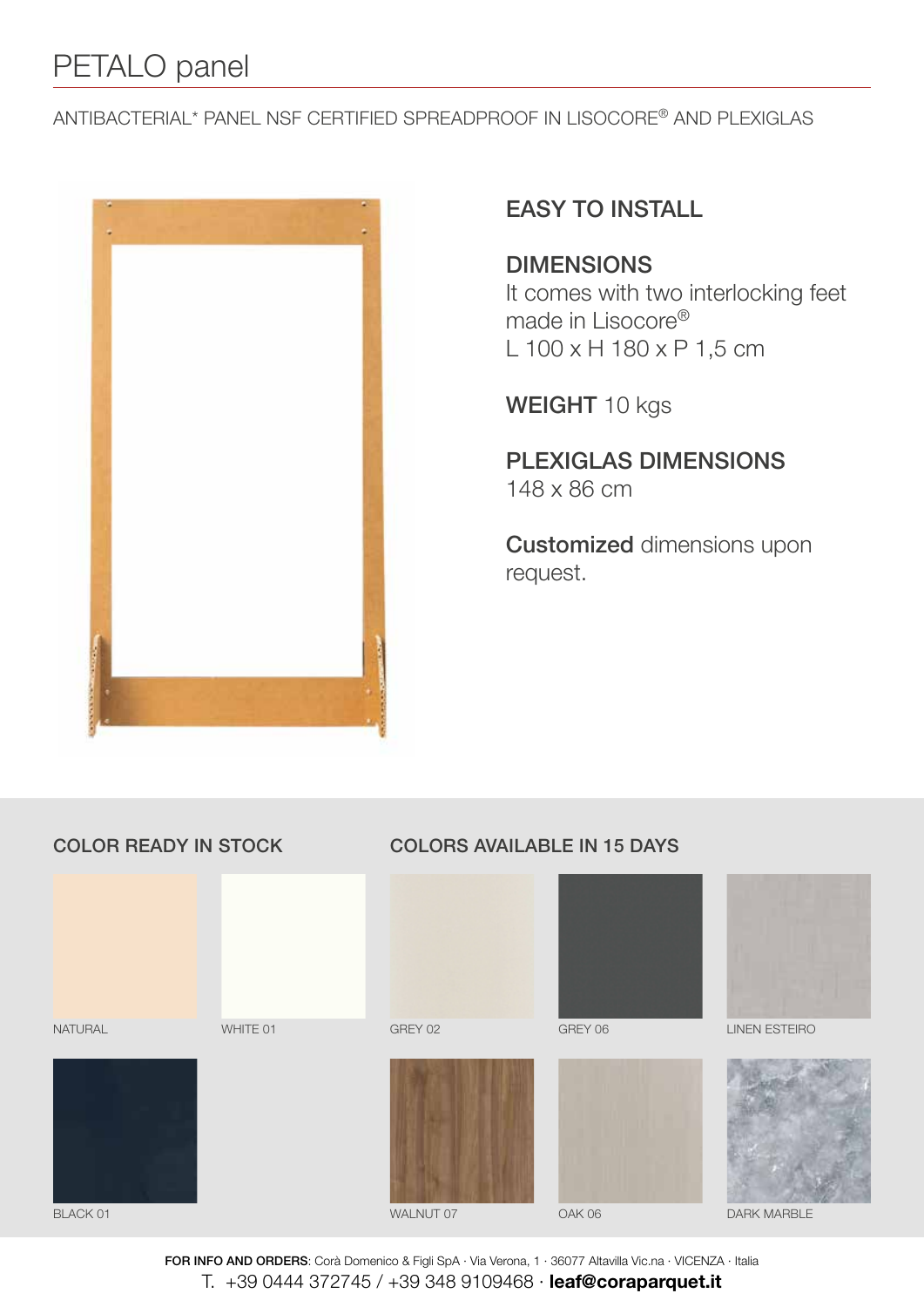# PETALO panel

ANTIBACTERIAL* PANEL NSF CERTIFIED SPREADPROOF IN LISOCORE® AND PLEXIGLAS

**EASY TO INSTALL**

**DIMENSIONS**
It comes with two interlocking feet made in Lisocore®
L 100 x H 180 x P 1,5 cm

**WEIGHT** 10 kgs

**PLEXIGLAS DIMENSIONS**
148 x 86 cm

**Customized** dimensions upon request.

## COLOR READY IN STOCK

NATURAL

WHITE 01

BLACK 01

## COLORS AVAILABLE IN 15 DAYS

GREY 02

GREY 06

LINEN ESTEIRO

WALNUT 07

OAK 06

DARK MARBLE

**FOR INFO AND ORDERS**: Corà Domenico & Figli SpA · Via Verona, 1 · 36077 Altavilla Vic.na · VICENZA · Italia
T. +39 0444 372745 / +39 348 9109468 · **leaf@coraparquet.it**